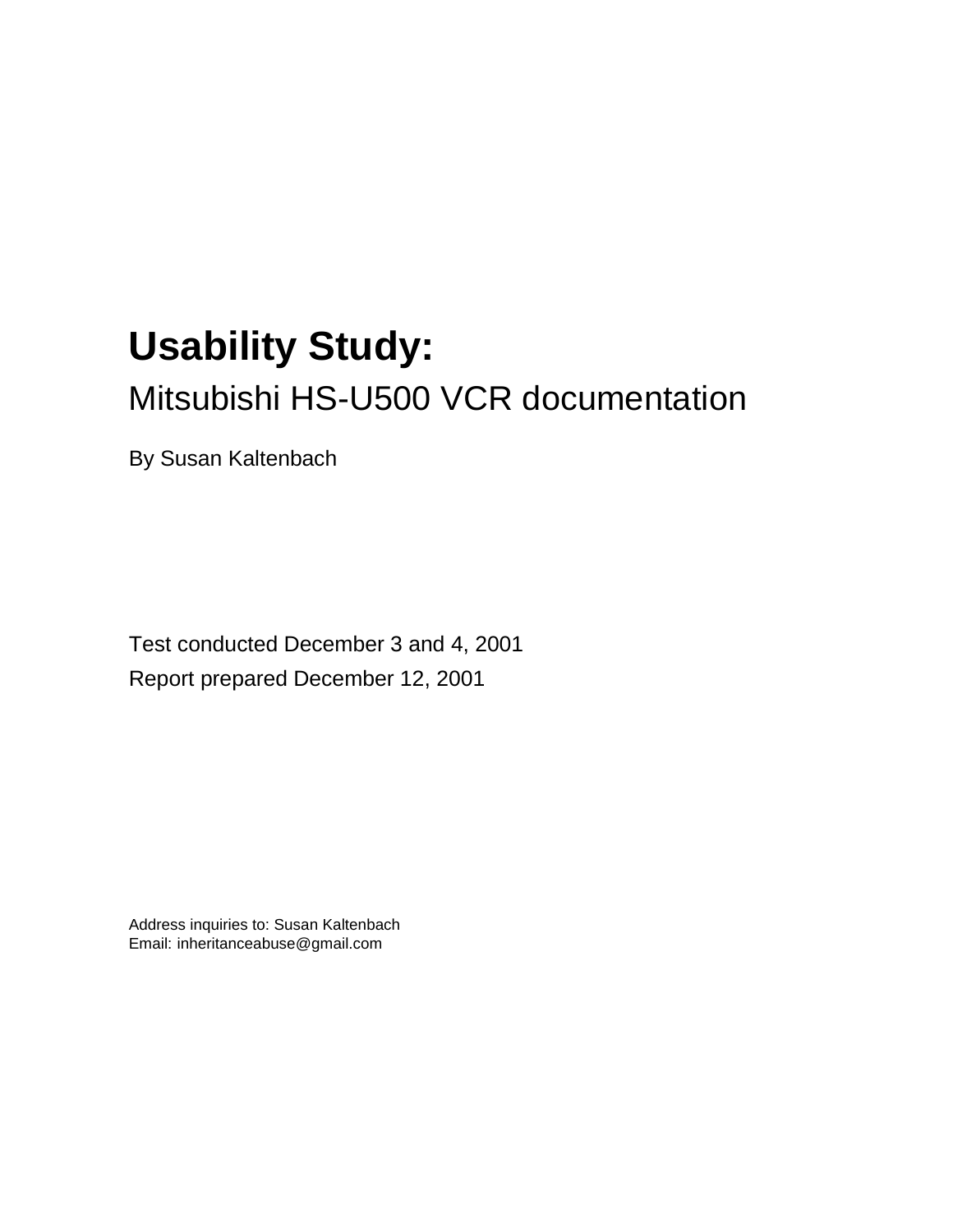# Usability Study:

## Mitsubishi HS-U500 VCR documentation

By Susan Kaltenbach

Test conducted December 3 and 4, 2001

Report prepared December 12, 2001

Address inquiries to: Susan Kaltenbach
Email: inheritanceabuse@gmail.com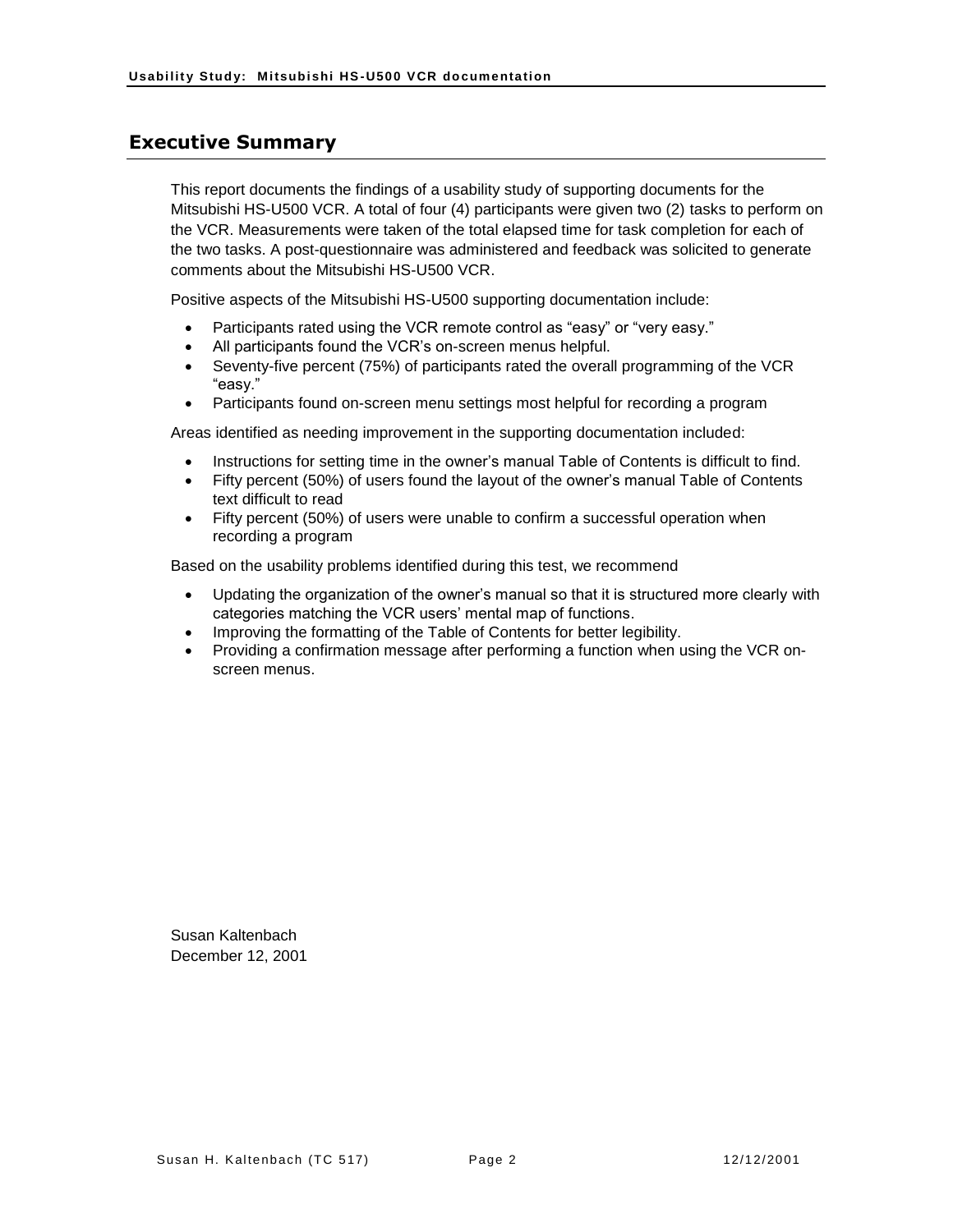## Executive Summary

This report documents the findings of a usability study of supporting documents for the Mitsubishi HS-U500 VCR. A total of four (4) participants were given two (2) tasks to perform on the VCR. Measurements were taken of the total elapsed time for task completion for each of the two tasks. A post-questionnaire was administered and feedback was solicited to generate comments about the Mitsubishi HS-U500 VCR.

Positive aspects of the Mitsubishi HS-U500 supporting documentation include:

- Participants rated using the VCR remote control as "easy" or "very easy."
- All participants found the VCR's on-screen menus helpful.
- Seventy-five percent (75%) of participants rated the overall programming of the VCR "easy."
- Participants found on-screen menu settings most helpful for recording a program

Areas identified as needing improvement in the supporting documentation included:

- Instructions for setting time in the owner's manual Table of Contents is difficult to find.
- Fifty percent (50%) of users found the layout of the owner's manual Table of Contents text difficult to read
- Fifty percent (50%) of users were unable to confirm a successful operation when recording a program

Based on the usability problems identified during this test, we recommend

- Updating the organization of the owner's manual so that it is structured more clearly with categories matching the VCR users' mental map of functions.
- Improving the formatting of the Table of Contents for better legibility.
- Providing a confirmation message after performing a function when using the VCR on-screen menus.

Susan Kaltenbach
December 12, 2001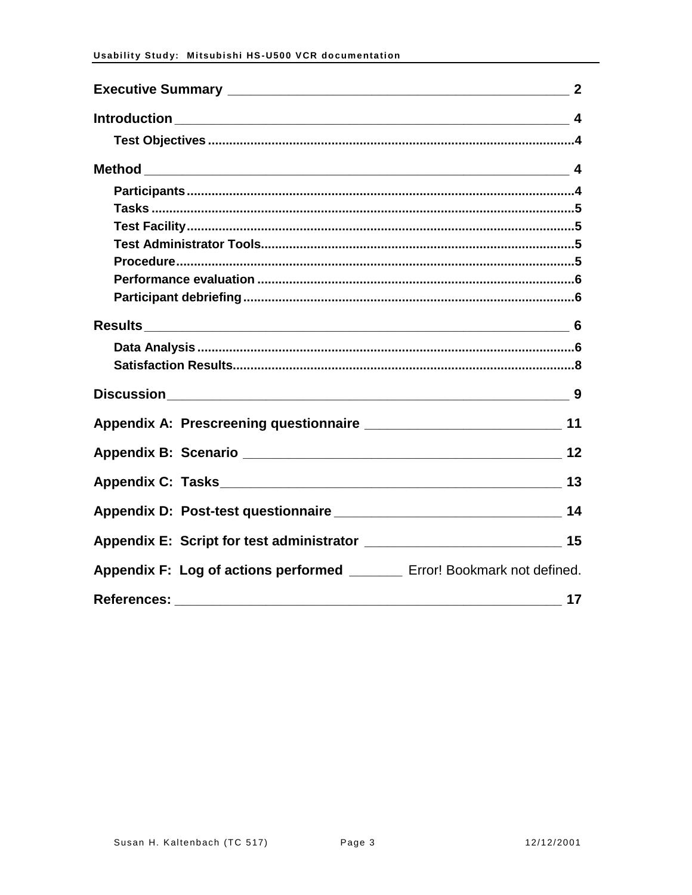**Executive Summary** ______________________________ 2

**Introduction** ______________________________ 4

- **Test Objectives** .............................. 4

**Method** ______________________________ 4

- **Participants** .............................. 4
- **Tasks** .............................. 5
- **Test Facility** .............................. 5
- **Test Administrator Tools** .............................. 5
- **Procedure** .............................. 5
- **Performance evaluation** .............................. 6
- **Participant debriefing** .............................. 6

**Results** ______________________________ 6

- **Data Analysis** .............................. 6
- **Satisfaction Results** .............................. 8

**Discussion** ______________________________ 9

**Appendix A: Prescreening questionnaire** ______________________________ 11

**Appendix B: Scenario** ______________________________ 12

**Appendix C: Tasks** ______________________________ 13

**Appendix D: Post-test questionnaire** ______________________________ 14

**Appendix E: Script for test administrator** ______________________________ 15

**Appendix F: Log of actions performed** _______ Error! Bookmark not defined.

**References:** ______________________________ 17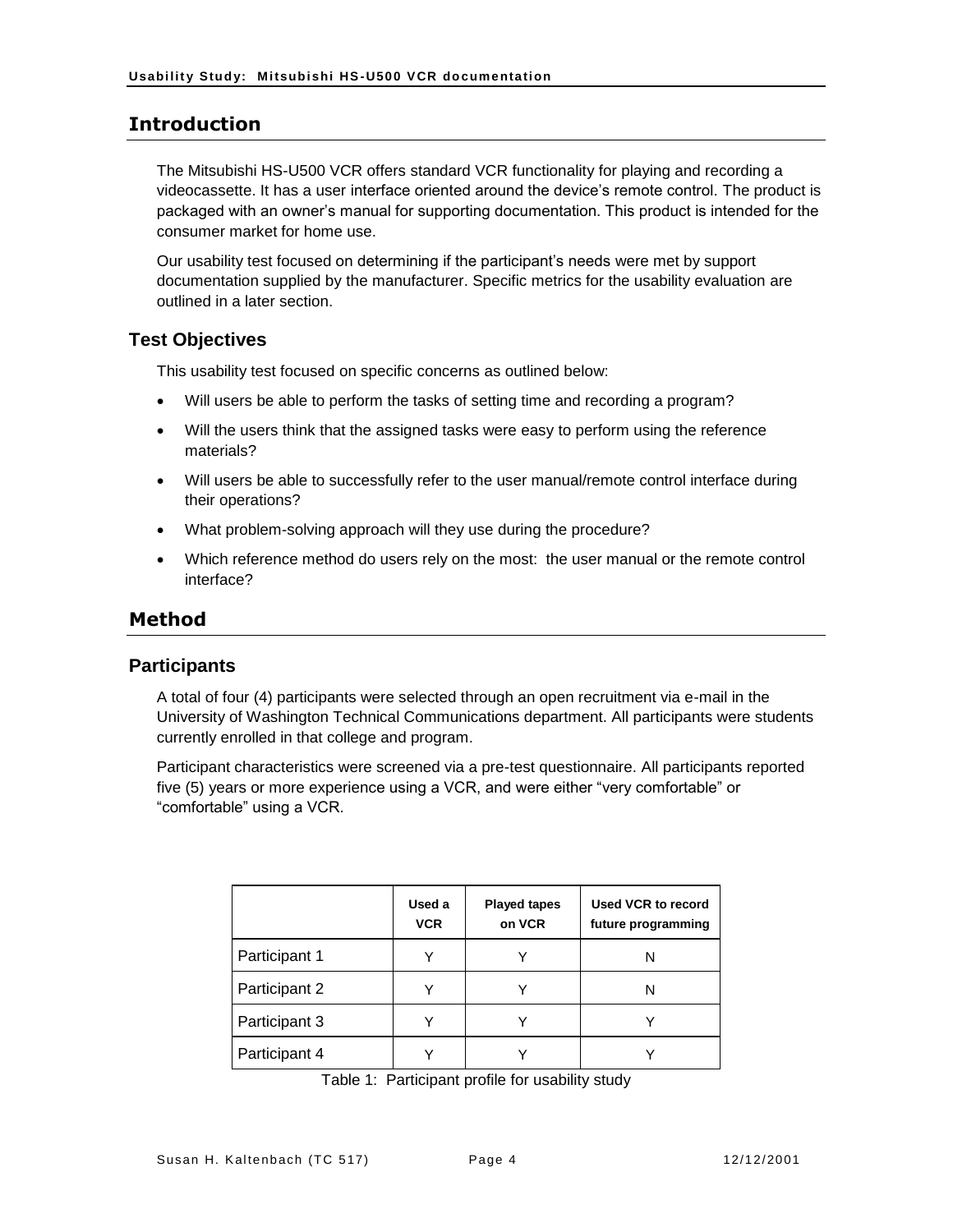## Introduction

The Mitsubishi HS-U500 VCR offers standard VCR functionality for playing and recording a videocassette. It has a user interface oriented around the device's remote control. The product is packaged with an owner's manual for supporting documentation. This product is intended for the consumer market for home use.

Our usability test focused on determining if the participant's needs were met by support documentation supplied by the manufacturer. Specific metrics for the usability evaluation are outlined in a later section.

### Test Objectives

This usability test focused on specific concerns as outlined below:

- Will users be able to perform the tasks of setting time and recording a program?
- Will the users think that the assigned tasks were easy to perform using the reference materials?
- Will users be able to successfully refer to the user manual/remote control interface during their operations?
- What problem-solving approach will they use during the procedure?
- Which reference method do users rely on the most: the user manual or the remote control interface?

## Method

### Participants

A total of four (4) participants were selected through an open recruitment via e-mail in the University of Washington Technical Communications department. All participants were students currently enrolled in that college and program.

Participant characteristics were screened via a pre-test questionnaire. All participants reported five (5) years or more experience using a VCR, and were either "very comfortable" or "comfortable" using a VCR.

| | Used a VCR | Played tapes on VCR | Used VCR to record future programming |
|---|---|---|---|
| Participant 1 | Y | Y | N |
| Participant 2 | Y | Y | N |
| Participant 3 | Y | Y | Y |
| Participant 4 | Y | Y | Y |

Table 1: Participant profile for usability study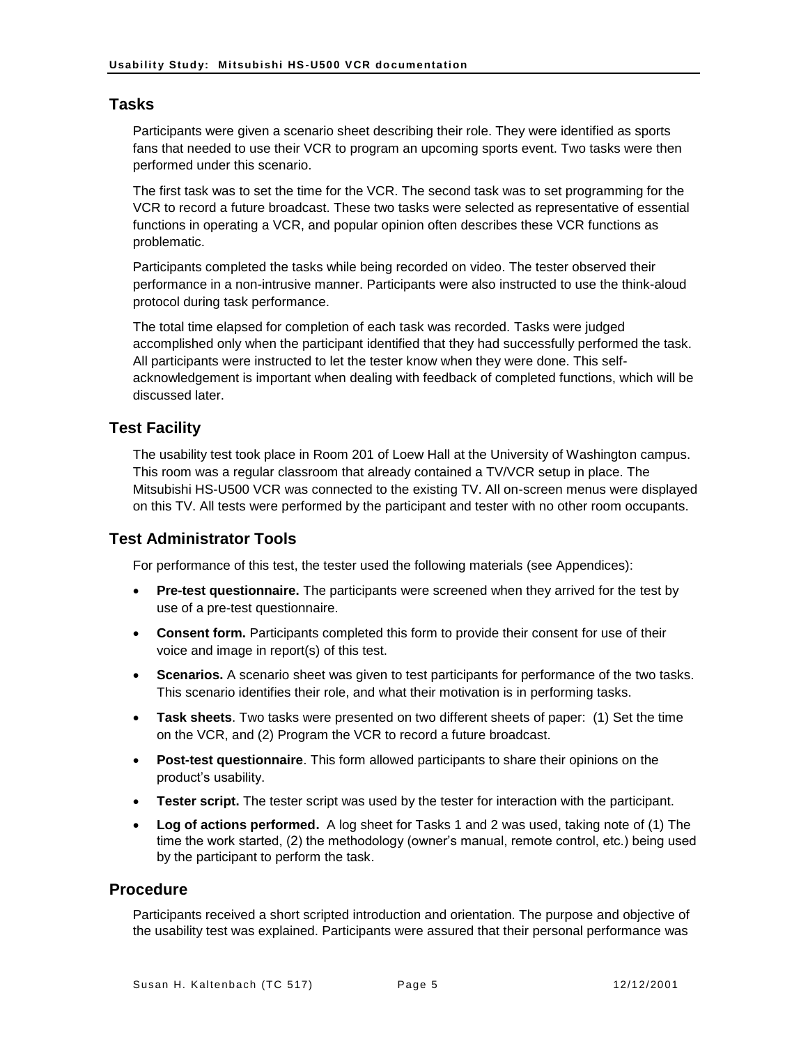## Tasks

Participants were given a scenario sheet describing their role. They were identified as sports fans that needed to use their VCR to program an upcoming sports event. Two tasks were then performed under this scenario.

The first task was to set the time for the VCR. The second task was to set programming for the VCR to record a future broadcast. These two tasks were selected as representative of essential functions in operating a VCR, and popular opinion often describes these VCR functions as problematic.

Participants completed the tasks while being recorded on video. The tester observed their performance in a non-intrusive manner. Participants were also instructed to use the think-aloud protocol during task performance.

The total time elapsed for completion of each task was recorded. Tasks were judged accomplished only when the participant identified that they had successfully performed the task. All participants were instructed to let the tester know when they were done. This self-acknowledgement is important when dealing with feedback of completed functions, which will be discussed later.

## Test Facility

The usability test took place in Room 201 of Loew Hall at the University of Washington campus. This room was a regular classroom that already contained a TV/VCR setup in place. The Mitsubishi HS-U500 VCR was connected to the existing TV. All on-screen menus were displayed on this TV. All tests were performed by the participant and tester with no other room occupants.

## Test Administrator Tools

For performance of this test, the tester used the following materials (see Appendices):

- **Pre-test questionnaire.** The participants were screened when they arrived for the test by use of a pre-test questionnaire.
- **Consent form.** Participants completed this form to provide their consent for use of their voice and image in report(s) of this test.
- **Scenarios.** A scenario sheet was given to test participants for performance of the two tasks. This scenario identifies their role, and what their motivation is in performing tasks.
- **Task sheets**. Two tasks were presented on two different sheets of paper: (1) Set the time on the VCR, and (2) Program the VCR to record a future broadcast.
- **Post-test questionnaire**. This form allowed participants to share their opinions on the product's usability.
- **Tester script.** The tester script was used by the tester for interaction with the participant.
- **Log of actions performed.** A log sheet for Tasks 1 and 2 was used, taking note of (1) The time the work started, (2) the methodology (owner's manual, remote control, etc.) being used by the participant to perform the task.

## Procedure

Participants received a short scripted introduction and orientation. The purpose and objective of the usability test was explained. Participants were assured that their personal performance was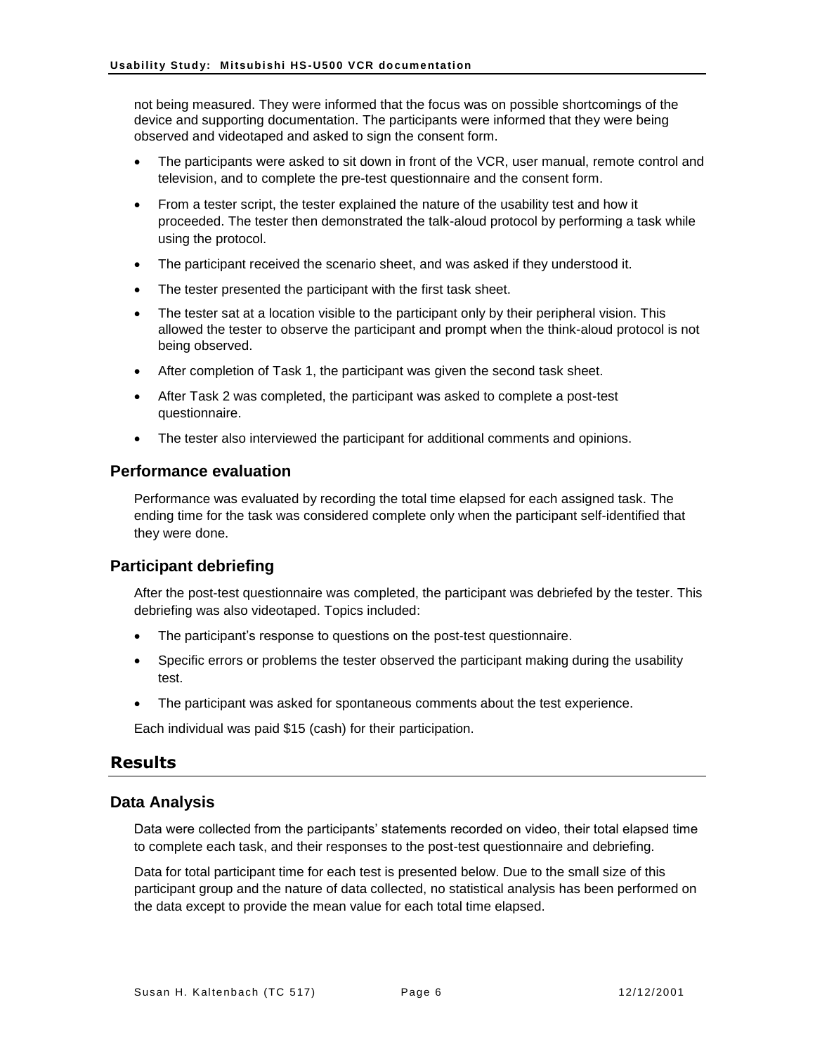not being measured. They were informed that the focus was on possible shortcomings of the device and supporting documentation. The participants were informed that they were being observed and videotaped and asked to sign the consent form.

- The participants were asked to sit down in front of the VCR, user manual, remote control and television, and to complete the pre-test questionnaire and the consent form.
- From a tester script, the tester explained the nature of the usability test and how it proceeded. The tester then demonstrated the talk-aloud protocol by performing a task while using the protocol.
- The participant received the scenario sheet, and was asked if they understood it.
- The tester presented the participant with the first task sheet.
- The tester sat at a location visible to the participant only by their peripheral vision. This allowed the tester to observe the participant and prompt when the think-aloud protocol is not being observed.
- After completion of Task 1, the participant was given the second task sheet.
- After Task 2 was completed, the participant was asked to complete a post-test questionnaire.
- The tester also interviewed the participant for additional comments and opinions.

### Performance evaluation

Performance was evaluated by recording the total time elapsed for each assigned task. The ending time for the task was considered complete only when the participant self-identified that they were done.

### Participant debriefing

After the post-test questionnaire was completed, the participant was debriefed by the tester. This debriefing was also videotaped. Topics included:

- The participant's response to questions on the post-test questionnaire.
- Specific errors or problems the tester observed the participant making during the usability test.
- The participant was asked for spontaneous comments about the test experience.

Each individual was paid $15 (cash) for their participation.

## Results

### Data Analysis

Data were collected from the participants' statements recorded on video, their total elapsed time to complete each task, and their responses to the post-test questionnaire and debriefing.

Data for total participant time for each test is presented below. Due to the small size of this participant group and the nature of data collected, no statistical analysis has been performed on the data except to provide the mean value for each total time elapsed.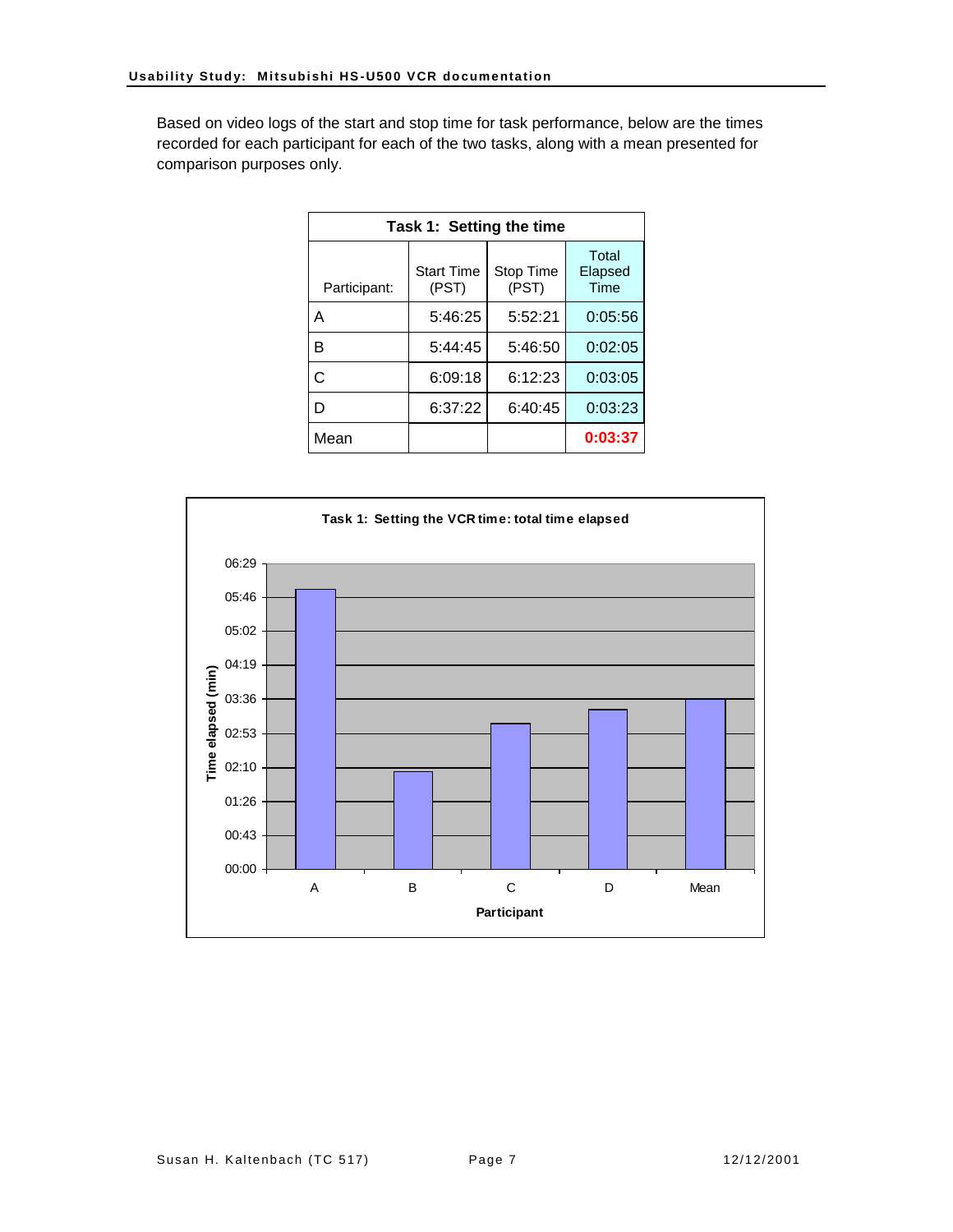Based on video logs of the start and stop time for task performance, below are the times recorded for each participant for each of the two tasks, along with a mean presented for comparison purposes only.

| Task 1: Setting the time | | | |
|---|---|---|---|
| Participant: | Start Time (PST) | Stop Time (PST) | Total Elapsed Time |
| A | 5:46:25 | 5:52:21 | 0:05:56 |
| B | 5:44:45 | 5:46:50 | 0:02:05 |
| C | 6:09:18 | 6:12:23 | 0:03:05 |
| D | 6:37:22 | 6:40:45 | 0:03:23 |
| Mean | | | **0:03:37** |

**Task 1: Setting the VCR time: total time elapsed**

| Participant | Time elapsed (min) |
|---|---|
| A | 0:05:56 |
| B | 0:02:05 |
| C | 0:03:05 |
| D | 0:03:23 |
| Mean | 0:03:37 |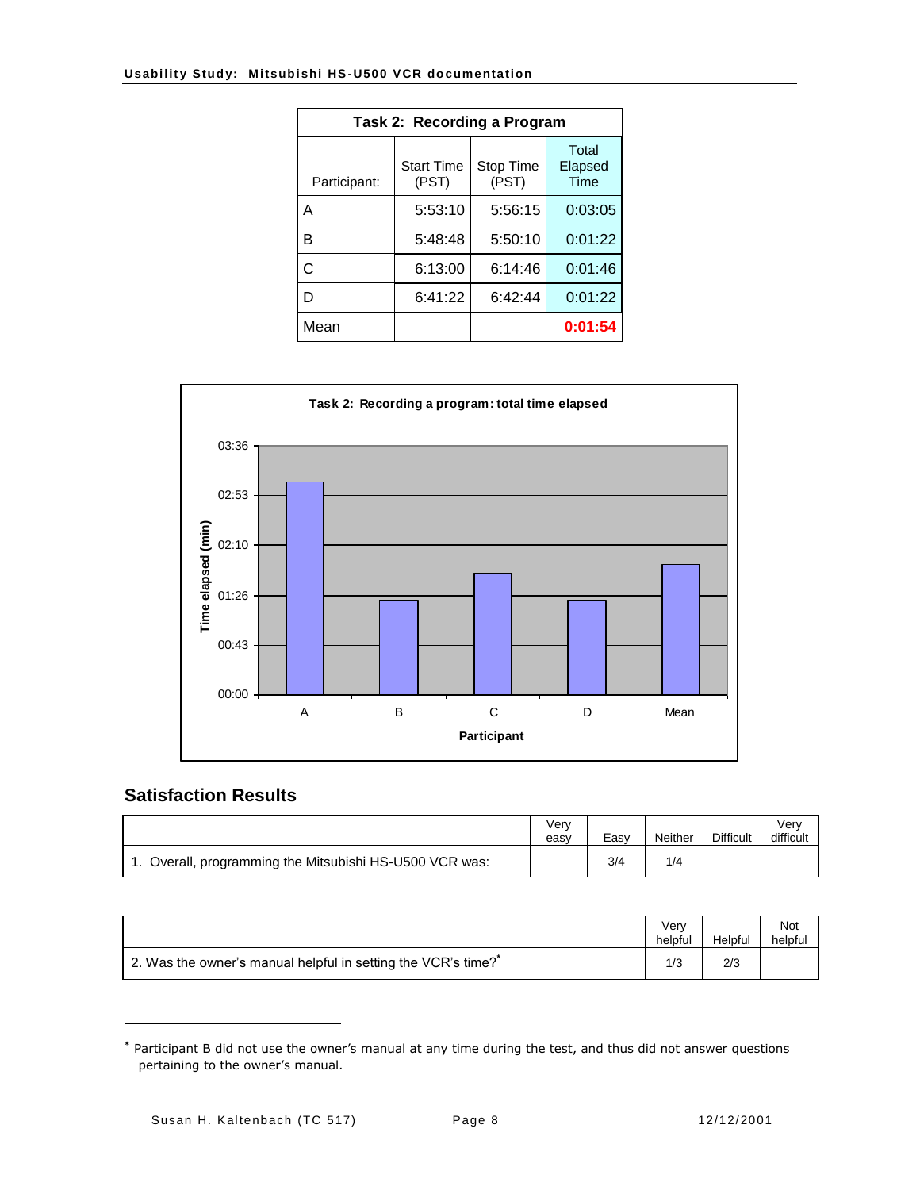| Task 2: Recording a Program | | | |
|---|---|---|---|
| Participant: | Start Time (PST) | Stop Time (PST) | Total Elapsed Time |
| A | 5:53:10 | 5:56:15 | 0:03:05 |
| B | 5:48:48 | 5:50:10 | 0:01:22 |
| C | 6:13:00 | 6:14:46 | 0:01:46 |
| D | 6:41:22 | 6:42:44 | 0:01:22 |
| Mean | | | **0:01:54** |

**Task 2: Recording a program: total time elapsed**

| Participant | Time elapsed (min) |
|---|---|
| A | 3:05 |
| B | 1:22 |
| C | 1:46 |
| D | 1:22 |
| Mean | 1:54 |

## Satisfaction Results

| | Very easy | Easy | Neither | Difficult | Very difficult |
|---|---|---|---|---|---|
| 1. Overall, programming the Mitsubishi HS-U500 VCR was: | | 3/4 | 1/4 | | |

| | Very helpful | Helpful | Not helpful |
|---|---|---|---|
| 2. Was the owner's manual helpful in setting the VCR's time?* | 1/3 | 2/3 | |

* Participant B did not use the owner's manual at any time during the test, and thus did not answer questions pertaining to the owner's manual.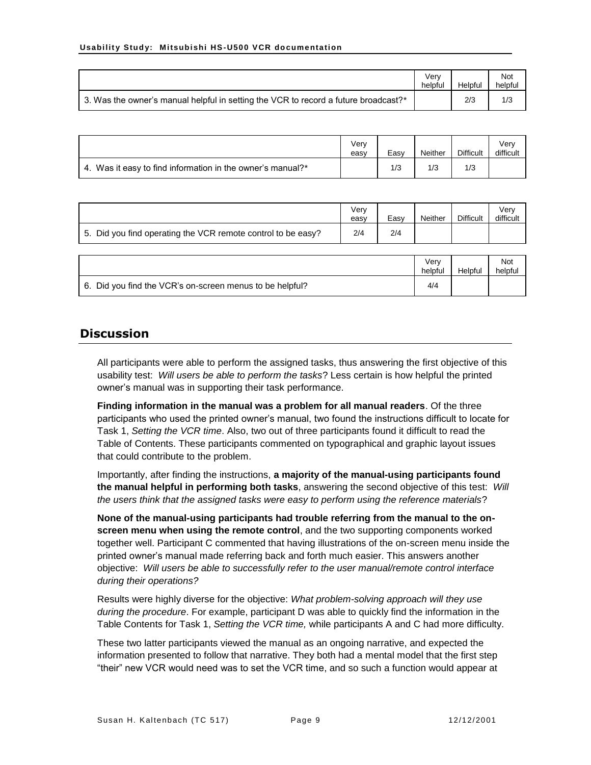| | Very helpful | Helpful | Not helpful |
|---|---|---|---|
| 3. Was the owner's manual helpful in setting the VCR to record a future broadcast?* | | 2/3 | 1/3 |

| | Very easy | Easy | Neither | Difficult | Very difficult |
|---|---|---|---|---|---|
| 4. Was it easy to find information in the owner's manual?* | | 1/3 | 1/3 | 1/3 | |

| | Very easy | Easy | Neither | Difficult | Very difficult |
|---|---|---|---|---|---|
| 5. Did you find operating the VCR remote control to be easy? | 2/4 | 2/4 | | | |

| | Very helpful | Helpful | Not helpful |
|---|---|---|---|
| 6. Did you find the VCR's on-screen menus to be helpful? | 4/4 | | |

## Discussion

All participants were able to perform the assigned tasks, thus answering the first objective of this usability test: *Will users be able to perform the tasks*? Less certain is how helpful the printed owner's manual was in supporting their task performance.

**Finding information in the manual was a problem for all manual readers**. Of the three participants who used the printed owner's manual, two found the instructions difficult to locate for Task 1, *Setting the VCR time*. Also, two out of three participants found it difficult to read the Table of Contents. These participants commented on typographical and graphic layout issues that could contribute to the problem.

Importantly, after finding the instructions, **a majority of the manual-using participants found the manual helpful in performing both tasks**, answering the second objective of this test: *Will the users think that the assigned tasks were easy to perform using the reference materials*?

**None of the manual-using participants had trouble referring from the manual to the on-screen menu when using the remote control**, and the two supporting components worked together well. Participant C commented that having illustrations of the on-screen menu inside the printed owner's manual made referring back and forth much easier. This answers another objective: *Will users be able to successfully refer to the user manual/remote control interface during their operations?*

Results were highly diverse for the objective: *What problem-solving approach will they use during the procedure*. For example, participant D was able to quickly find the information in the Table Contents for Task 1, *Setting the VCR time,* while participants A and C had more difficulty.

These two latter participants viewed the manual as an ongoing narrative, and expected the information presented to follow that narrative. They both had a mental model that the first step "their" new VCR would need was to set the VCR time, and so such a function would appear at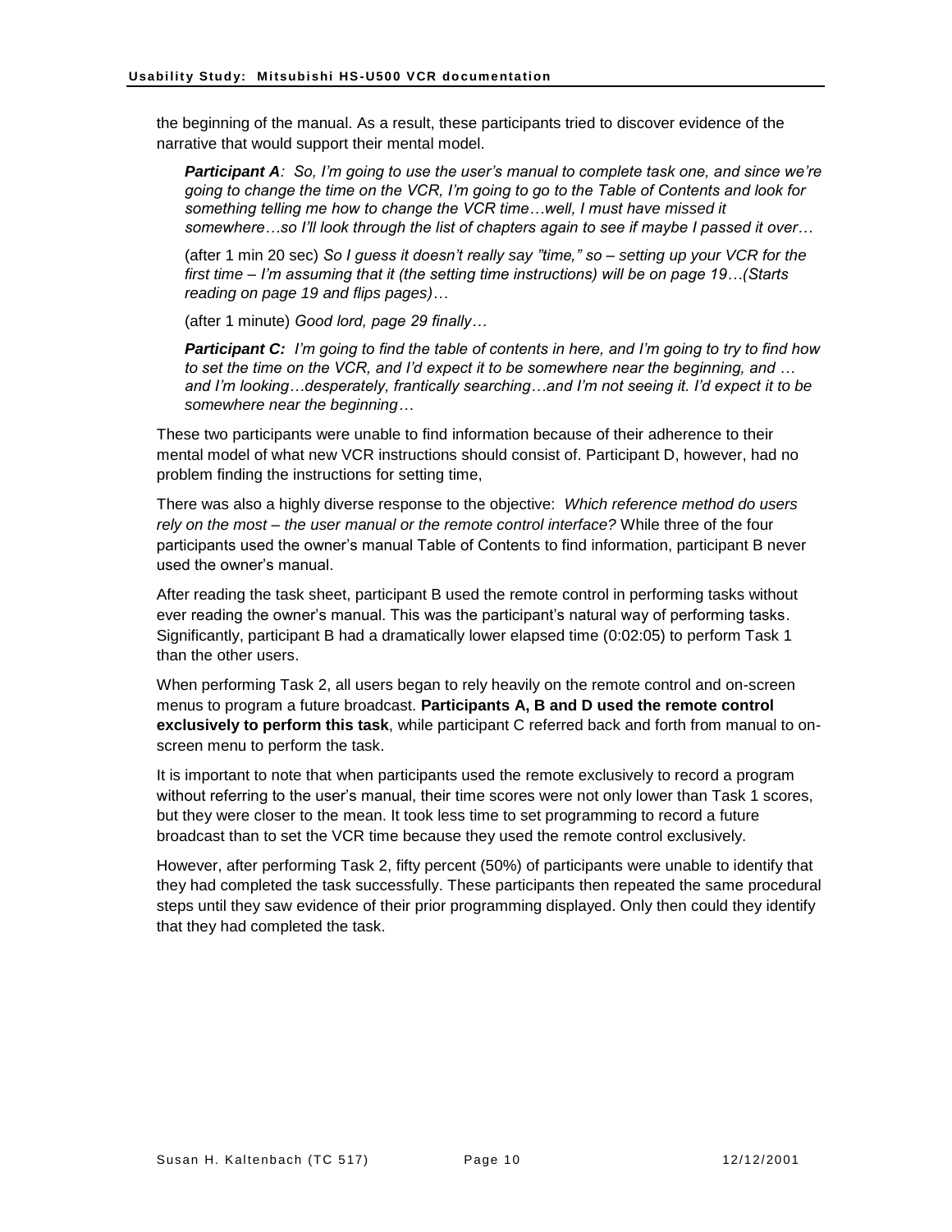the beginning of the manual. As a result, these participants tried to discover evidence of the narrative that would support their mental model.

> ***Participant A**: So, I'm going to use the user's manual to complete task one, and since we're going to change the time on the VCR, I'm going to go to the Table of Contents and look for something telling me how to change the VCR time…well, I must have missed it somewhere…so I'll look through the list of chapters again to see if maybe I passed it over…*
>
> (after 1 min 20 sec) *So I guess it doesn't really say "time," so – setting up your VCR for the first time – I'm assuming that it (the setting time instructions) will be on page 19…(Starts reading on page 19 and flips pages)…*
>
> (after 1 minute) *Good lord, page 29 finally…*
>
> ***Participant C:** I'm going to find the table of contents in here, and I'm going to try to find how to set the time on the VCR, and I'd expect it to be somewhere near the beginning, and … and I'm looking…desperately, frantically searching…and I'm not seeing it. I'd expect it to be somewhere near the beginning…*

These two participants were unable to find information because of their adherence to their mental model of what new VCR instructions should consist of. Participant D, however, had no problem finding the instructions for setting time,

There was also a highly diverse response to the objective: *Which reference method do users rely on the most – the user manual or the remote control interface?* While three of the four participants used the owner's manual Table of Contents to find information, participant B never used the owner's manual.

After reading the task sheet, participant B used the remote control in performing tasks without ever reading the owner's manual. This was the participant's natural way of performing tasks. Significantly, participant B had a dramatically lower elapsed time (0:02:05) to perform Task 1 than the other users.

When performing Task 2, all users began to rely heavily on the remote control and on-screen menus to program a future broadcast. **Participants A, B and D used the remote control exclusively to perform this task**, while participant C referred back and forth from manual to on-screen menu to perform the task.

It is important to note that when participants used the remote exclusively to record a program without referring to the user's manual, their time scores were not only lower than Task 1 scores, but they were closer to the mean. It took less time to set programming to record a future broadcast than to set the VCR time because they used the remote control exclusively.

However, after performing Task 2, fifty percent (50%) of participants were unable to identify that they had completed the task successfully. These participants then repeated the same procedural steps until they saw evidence of their prior programming displayed. Only then could they identify that they had completed the task.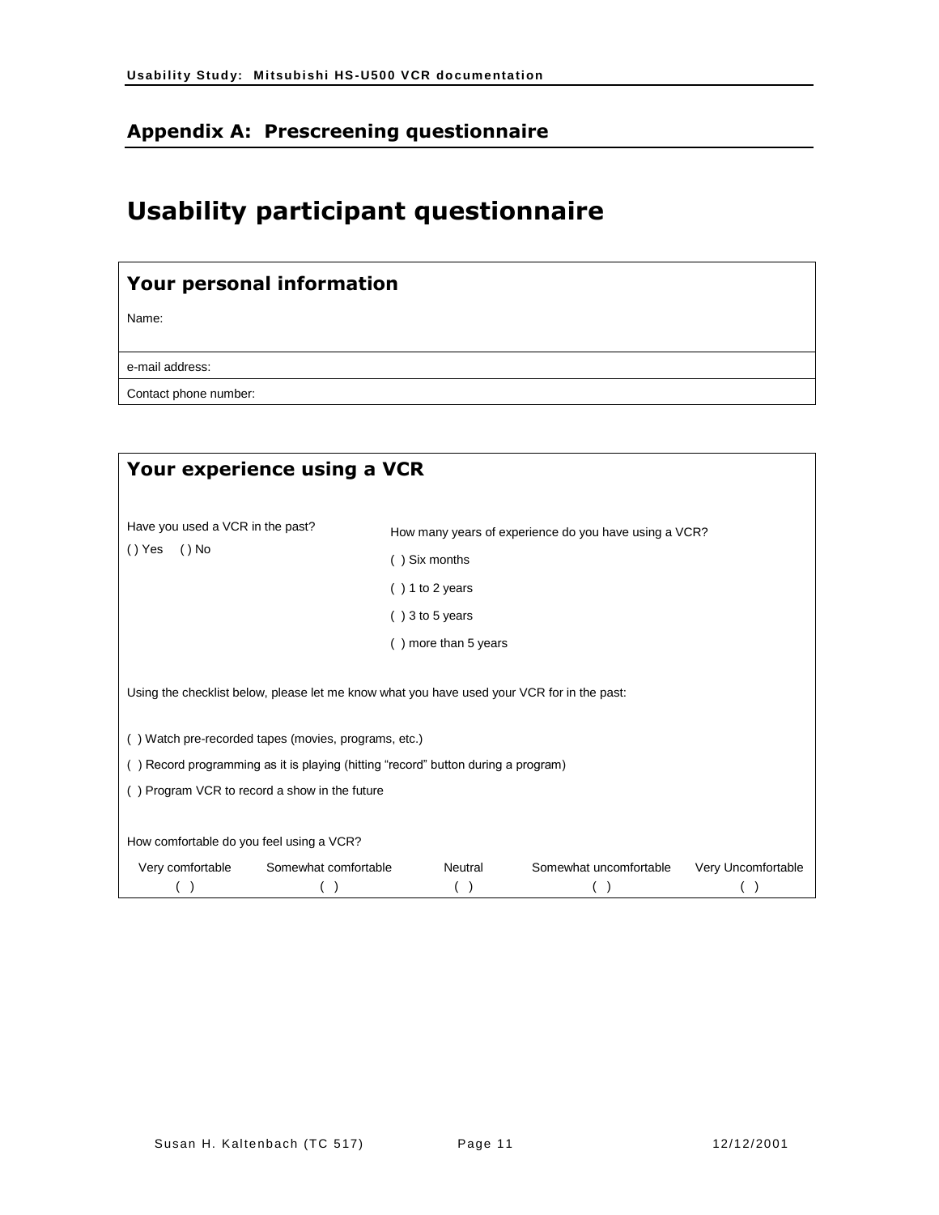## Appendix A: Prescreening questionnaire

# Usability participant questionnaire

### Your personal information

Name:

e-mail address:

Contact phone number:

### Your experience using a VCR

Have you used a VCR in the past?

( ) Yes ( ) No

How many years of experience do you have using a VCR?

( ) Six months

( ) 1 to 2 years

( ) 3 to 5 years

( ) more than 5 years

Using the checklist below, please let me know what you have used your VCR for in the past:

( ) Watch pre-recorded tapes (movies, programs, etc.)

( ) Record programming as it is playing (hitting "record" button during a program)

( ) Program VCR to record a show in the future

How comfortable do you feel using a VCR?

| Very comfortable | Somewhat comfortable | Neutral | Somewhat uncomfortable | Very Uncomfortable |
|---|---|---|---|---|
| ( ) | ( ) | ( ) | ( ) | ( ) |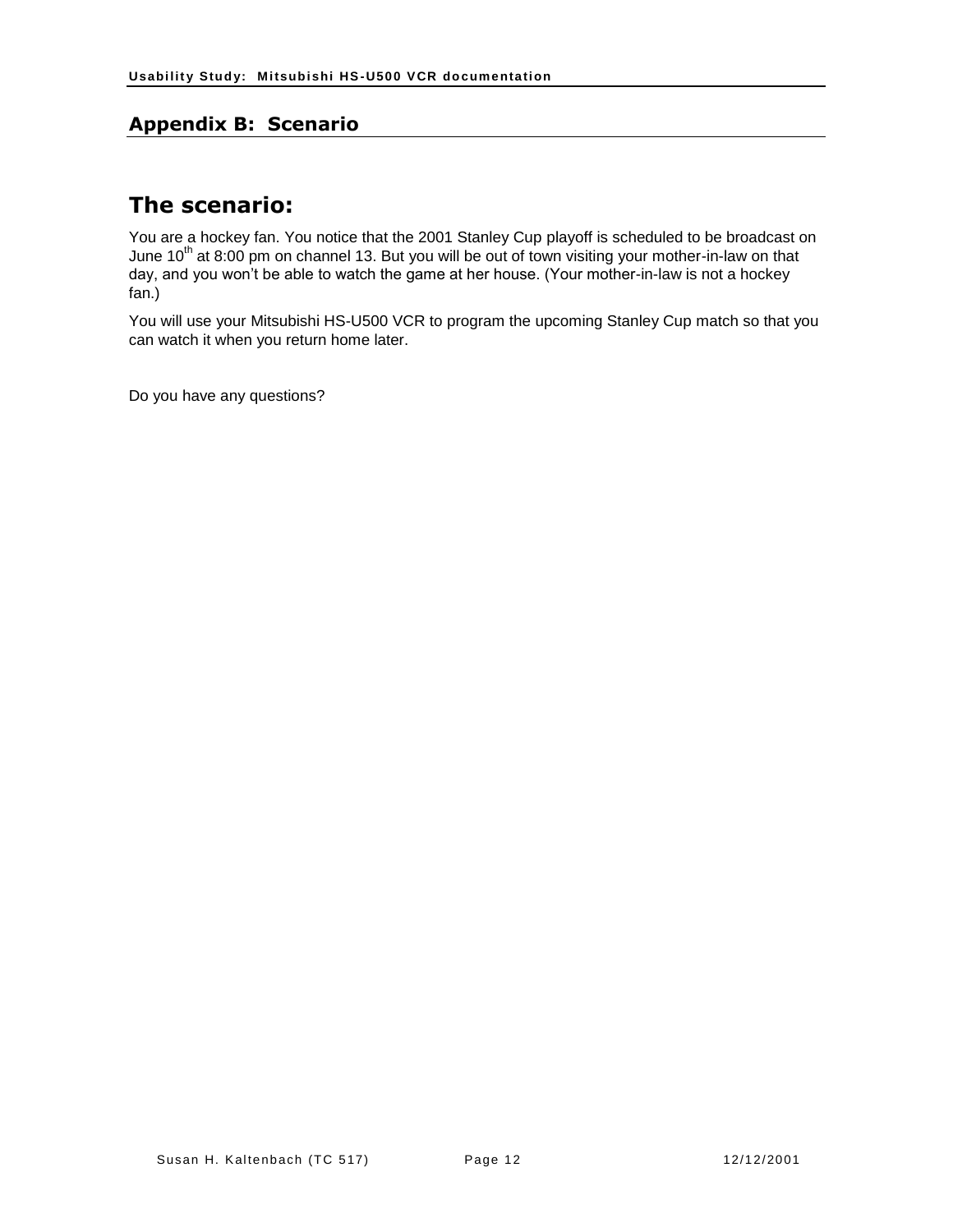## Appendix B: Scenario

# The scenario:

You are a hockey fan. You notice that the 2001 Stanley Cup playoff is scheduled to be broadcast on June 10th at 8:00 pm on channel 13. But you will be out of town visiting your mother-in-law on that day, and you won't be able to watch the game at her house. (Your mother-in-law is not a hockey fan.)

You will use your Mitsubishi HS-U500 VCR to program the upcoming Stanley Cup match so that you can watch it when you return home later.

Do you have any questions?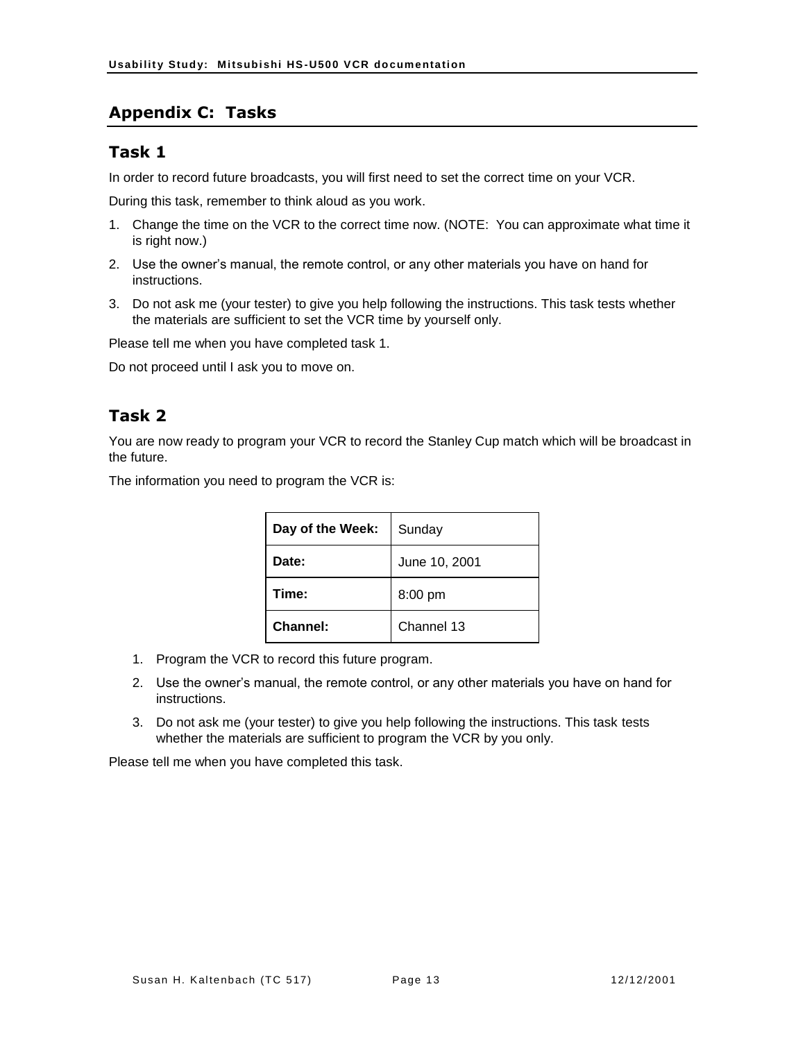## Appendix C: Tasks

### Task 1

In order to record future broadcasts, you will first need to set the correct time on your VCR.

During this task, remember to think aloud as you work.

1. Change the time on the VCR to the correct time now. (NOTE: You can approximate what time it is right now.)
2. Use the owner's manual, the remote control, or any other materials you have on hand for instructions.
3. Do not ask me (your tester) to give you help following the instructions. This task tests whether the materials are sufficient to set the VCR time by yourself only.

Please tell me when you have completed task 1.

Do not proceed until I ask you to move on.

### Task 2

You are now ready to program your VCR to record the Stanley Cup match which will be broadcast in the future.

The information you need to program the VCR is:

| | |
|---|---|
| **Day of the Week:** | Sunday |
| **Date:** | June 10, 2001 |
| **Time:** | 8:00 pm |
| **Channel:** | Channel 13 |

1. Program the VCR to record this future program.
2. Use the owner's manual, the remote control, or any other materials you have on hand for instructions.
3. Do not ask me (your tester) to give you help following the instructions. This task tests whether the materials are sufficient to program the VCR by you only.

Please tell me when you have completed this task.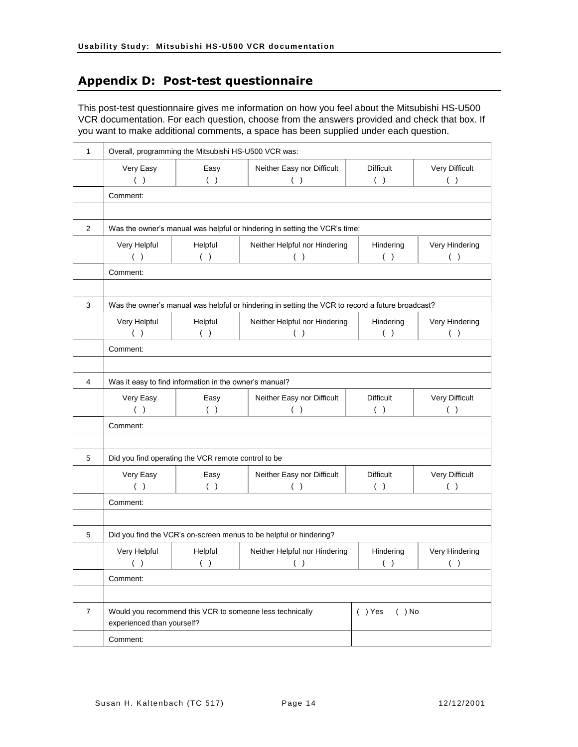## Appendix D: Post-test questionnaire

This post-test questionnaire gives me information on how you feel about the Mitsubishi HS-U500 VCR documentation. For each question, choose from the answers provided and check that box. If you want to make additional comments, a space has been supplied under each question.

| | | | | | |
|---|---|---|---|---|---|
| 1 | Overall, programming the Mitsubishi HS-U500 VCR was: | | | | |
| | Very Easy ( ) | Easy ( ) | Neither Easy nor Difficult ( ) | Difficult ( ) | Very Difficult ( ) |
| | Comment: | | | | |
| | | | | | |
| 2 | Was the owner's manual was helpful or hindering in setting the VCR's time: | | | | |
| | Very Helpful ( ) | Helpful ( ) | Neither Helpful nor Hindering ( ) | Hindering ( ) | Very Hindering ( ) |
| | Comment: | | | | |
| | | | | | |
| 3 | Was the owner's manual was helpful or hindering in setting the VCR to record a future broadcast? | | | | |
| | Very Helpful ( ) | Helpful ( ) | Neither Helpful nor Hindering ( ) | Hindering ( ) | Very Hindering ( ) |
| | Comment: | | | | |
| | | | | | |
| 4 | Was it easy to find information in the owner's manual? | | | | |
| | Very Easy ( ) | Easy ( ) | Neither Easy nor Difficult ( ) | Difficult ( ) | Very Difficult ( ) |
| | Comment: | | | | |
| | | | | | |
| 5 | Did you find operating the VCR remote control to be | | | | |
| | Very Easy ( ) | Easy ( ) | Neither Easy nor Difficult ( ) | Difficult ( ) | Very Difficult ( ) |
| | Comment: | | | | |
| | | | | | |
| 5 | Did you find the VCR's on-screen menus to be helpful or hindering? | | | | |
| | Very Helpful ( ) | Helpful ( ) | Neither Helpful nor Hindering ( ) | Hindering ( ) | Very Hindering ( ) |
| | Comment: | | | | |
| | | | | | |
| 7 | Would you recommend this VCR to someone less technically experienced than yourself? | | | ( ) Yes ( ) No | |
| | Comment: | | | | |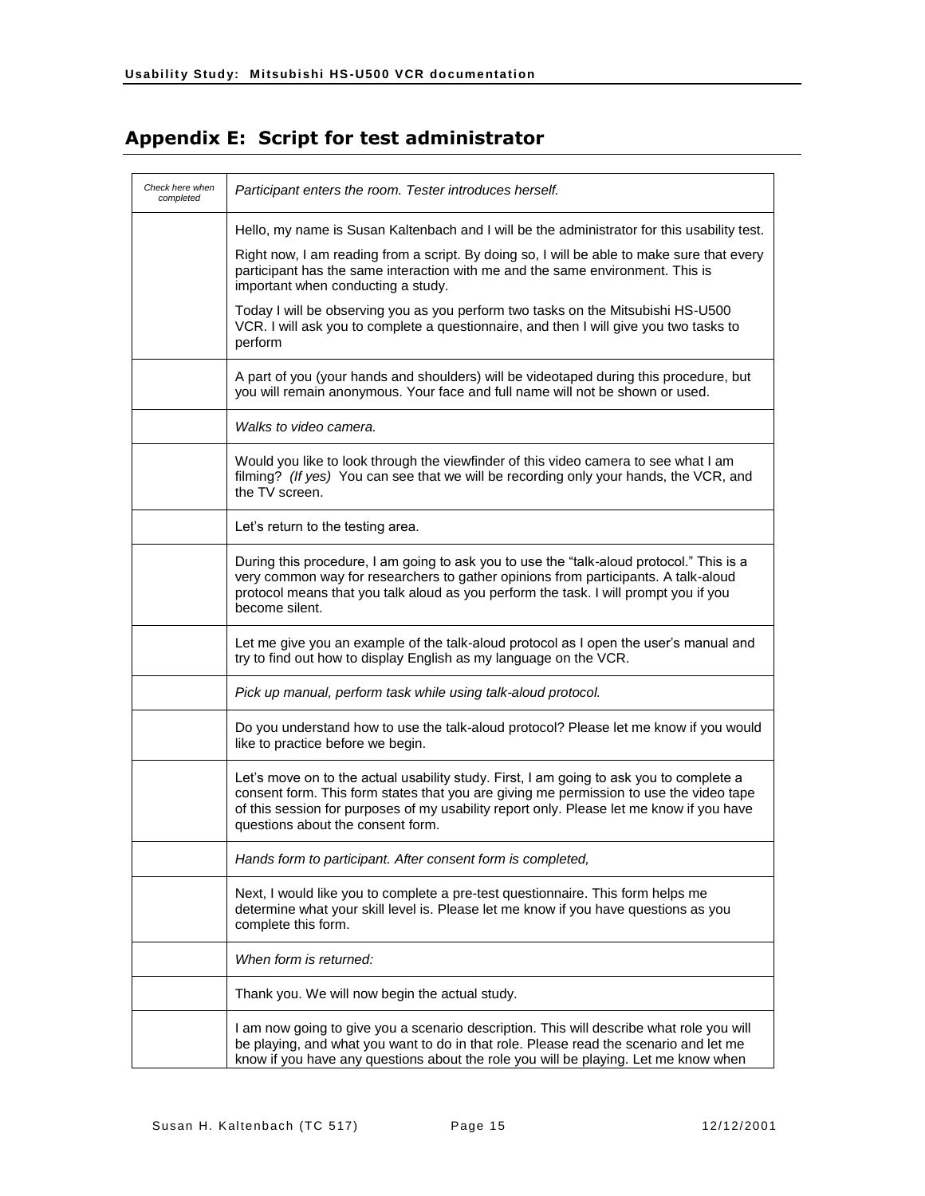## Appendix E: Script for test administrator

| *Check here when completed* | *Participant enters the room. Tester introduces herself.* |
|---|---|
| | Hello, my name is Susan Kaltenbach and I will be the administrator for this usability test.<br><br>Right now, I am reading from a script. By doing so, I will be able to make sure that every participant has the same interaction with me and the same environment. This is important when conducting a study.<br><br>Today I will be observing you as you perform two tasks on the Mitsubishi HS-U500 VCR. I will ask you to complete a questionnaire, and then I will give you two tasks to perform |
| | A part of you (your hands and shoulders) will be videotaped during this procedure, but you will remain anonymous. Your face and full name will not be shown or used. |
| | *Walks to video camera.* |
| | Would you like to look through the viewfinder of this video camera to see what I am filming? *(If yes)* You can see that we will be recording only your hands, the VCR, and the TV screen. |
| | Let's return to the testing area. |
| | During this procedure, I am going to ask you to use the "talk-aloud protocol." This is a very common way for researchers to gather opinions from participants. A talk-aloud protocol means that you talk aloud as you perform the task. I will prompt you if you become silent. |
| | Let me give you an example of the talk-aloud protocol as I open the user's manual and try to find out how to display English as my language on the VCR. |
| | *Pick up manual, perform task while using talk-aloud protocol.* |
| | Do you understand how to use the talk-aloud protocol? Please let me know if you would like to practice before we begin. |
| | Let's move on to the actual usability study. First, I am going to ask you to complete a consent form. This form states that you are giving me permission to use the video tape of this session for purposes of my usability report only. Please let me know if you have questions about the consent form. |
| | *Hands form to participant. After consent form is completed,* |
| | Next, I would like you to complete a pre-test questionnaire. This form helps me determine what your skill level is. Please let me know if you have questions as you complete this form. |
| | *When form is returned:* |
| | Thank you. We will now begin the actual study. |
| | I am now going to give you a scenario description. This will describe what role you will be playing, and what you want to do in that role. Please read the scenario and let me know if you have any questions about the role you will be playing. Let me know when |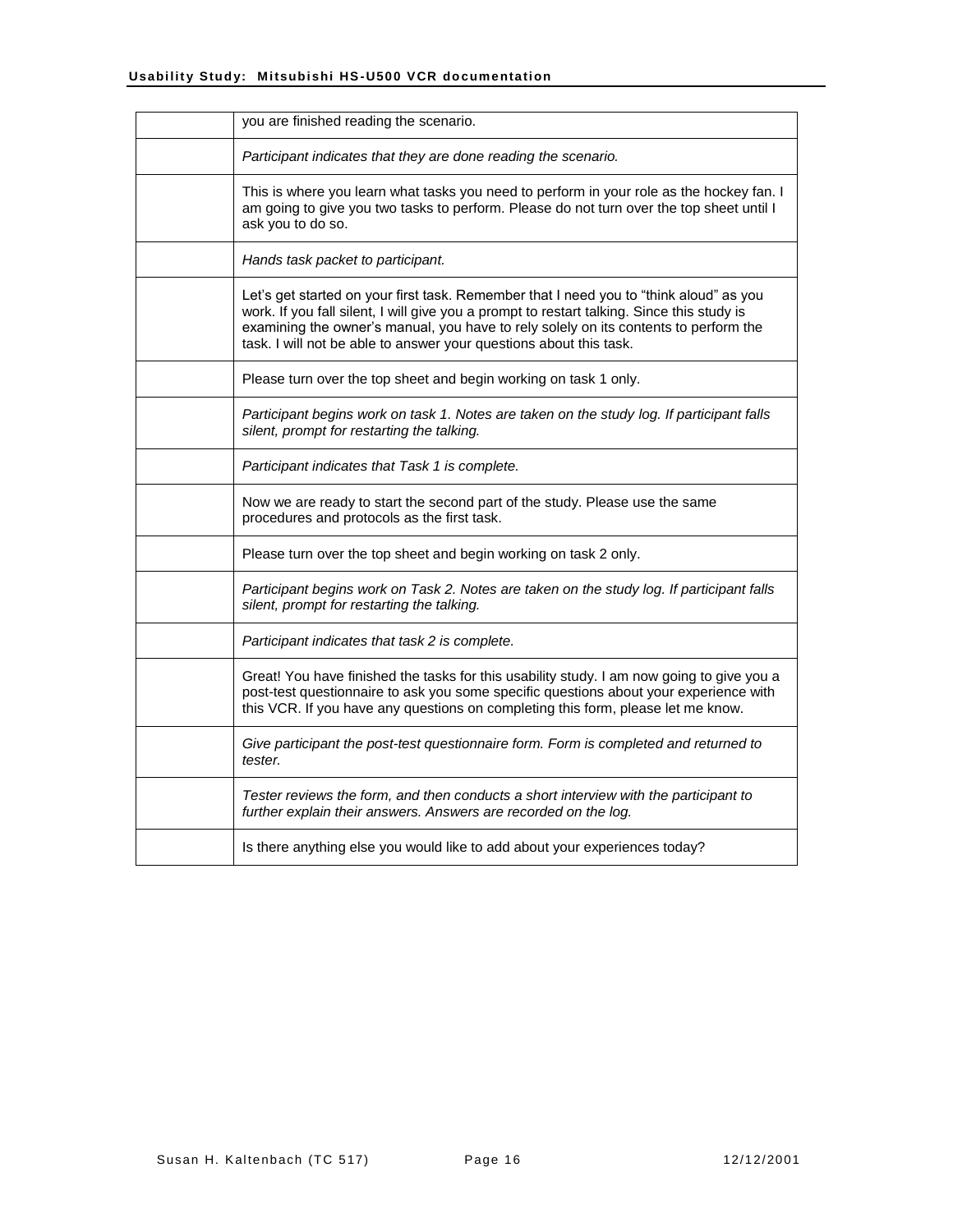| | |
|---|---|
| | you are finished reading the scenario. |
| | *Participant indicates that they are done reading the scenario.* |
| | This is where you learn what tasks you need to perform in your role as the hockey fan. I am going to give you two tasks to perform. Please do not turn over the top sheet until I ask you to do so. |
| | *Hands task packet to participant.* |
| | Let's get started on your first task. Remember that I need you to "think aloud" as you work. If you fall silent, I will give you a prompt to restart talking. Since this study is examining the owner's manual, you have to rely solely on its contents to perform the task. I will not be able to answer your questions about this task. |
| | Please turn over the top sheet and begin working on task 1 only. |
| | *Participant begins work on task 1. Notes are taken on the study log. If participant falls silent, prompt for restarting the talking.* |
| | *Participant indicates that Task 1 is complete.* |
| | Now we are ready to start the second part of the study. Please use the same procedures and protocols as the first task. |
| | Please turn over the top sheet and begin working on task 2 only. |
| | *Participant begins work on Task 2. Notes are taken on the study log. If participant falls silent, prompt for restarting the talking.* |
| | *Participant indicates that task 2 is complete.* |
| | Great! You have finished the tasks for this usability study. I am now going to give you a post-test questionnaire to ask you some specific questions about your experience with this VCR. If you have any questions on completing this form, please let me know. |
| | *Give participant the post-test questionnaire form. Form is completed and returned to tester.* |
| | *Tester reviews the form, and then conducts a short interview with the participant to further explain their answers. Answers are recorded on the log.* |
| | Is there anything else you would like to add about your experiences today? |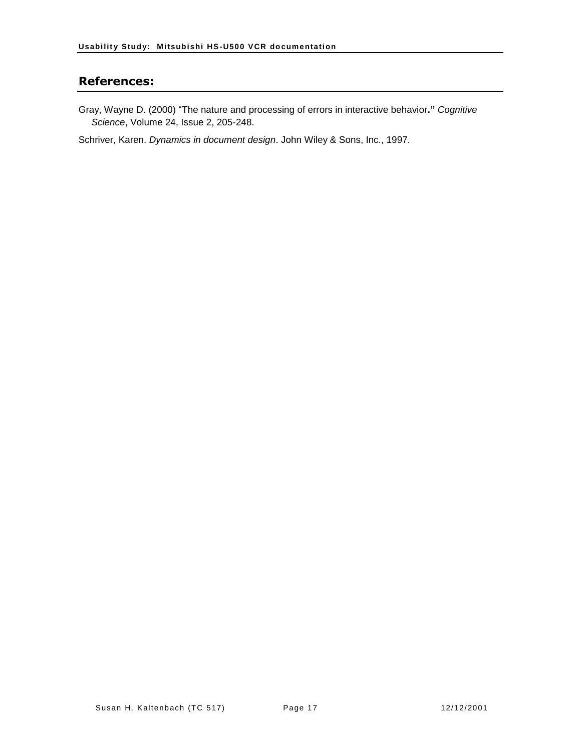## References:

Gray, Wayne D. (2000) "The nature and processing of errors in interactive behavior**."** *Cognitive Science*, Volume 24, Issue 2, 205-248.

Schriver, Karen. *Dynamics in document design*. John Wiley & Sons, Inc., 1997.